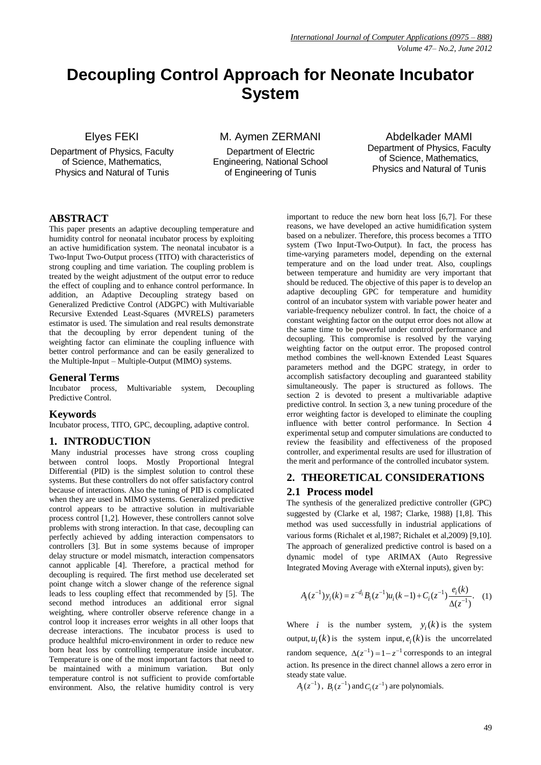# Decoupling Control Approach for Neonate Incubator System

Elyes FEKI
Department of Physics, Faculty of Science, Mathematics, Physics and Natural of Tunis

M. Aymen ZERMANI
Department of Electric Engineering, National School of Engineering of Tunis

Abdelkader MAMI
Department of Physics, Faculty of Science, Mathematics, Physics and Natural of Tunis

## ABSTRACT

This paper presents an adaptive decoupling temperature and humidity control for neonatal incubator process by exploiting an active humidification system. The neonatal incubator is a Two-Input Two-Output process (TITO) with characteristics of strong coupling and time variation. The coupling problem is treated by the weight adjustment of the output error to reduce the effect of coupling and to enhance control performance. In addition, an Adaptive Decoupling strategy based on Generalized Predictive Control (ADGPC) with Multivariable Recursive Extended Least-Squares (MVRELS) parameters estimator is used. The simulation and real results demonstrate that the decoupling by error dependent tuning of the weighting factor can eliminate the coupling influence with better control performance and can be easily generalized to the Multiple-Input – Multiple-Output (MIMO) systems.

## General Terms

Incubator process, Multivariable system, Decoupling Predictive Control.

## Keywords

Incubator process, TITO, GPC, decoupling, adaptive control.

## 1. INTRODUCTION

Many industrial processes have strong cross coupling between control loops. Mostly Proportional Integral Differential (PID) is the simplest solution to control these systems. But these controllers do not offer satisfactory control because of interactions. Also the tuning of PID is complicated when they are used in MIMO systems. Generalized predictive control appears to be attractive solution in multivariable process control [1,2]. However, these controllers cannot solve problems with strong interaction. In that case, decoupling can perfectly achieved by adding interaction compensators to controllers [3]. But in some systems because of improper delay structure or model mismatch, interaction compensators cannot applicable [4]. Therefore, a practical method for decoupling is required. The first method use decelerated set point change witch a slower change of the reference signal leads to less coupling effect that recommended by [5]. The second method introduces an additional error signal weighting, where controller observe reference change in a control loop it increases error weights in all other loops that decrease interactions. The incubator process is used to produce healthful micro-environment in order to reduce new born heat loss by controlling temperature inside incubator. Temperature is one of the most important factors that need to be maintained with a minimum variation. But only temperature control is not sufficient to provide comfortable environment. Also, the relative humidity control is very important to reduce the new born heat loss [6,7]. For these reasons, we have developed an active humidification system based on a nebulizer. Therefore, this process becomes a TITO system (Two Input-Two-Output). In fact, the process has time-varying parameters model, depending on the external temperature and on the load under treat. Also, couplings between temperature and humidity are very important that should be reduced. The objective of this paper is to develop an adaptive decoupling GPC for temperature and humidity control of an incubator system with variable power heater and variable-frequency nebulizer control. In fact, the choice of a constant weighting factor on the output error does not allow at the same time to be powerful under control performance and decoupling. This compromise is resolved by the varying weighting factor on the output error. The proposed control method combines the well-known Extended Least Squares parameters method and the DGPC strategy, in order to accomplish satisfactory decoupling and guaranteed stability simultaneously. The paper is structured as follows. The section 2 is devoted to present a multivariable adaptive predictive control. In section 3, a new tuning procedure of the error weighting factor is developed to eliminate the coupling influence with better control performance. In Section 4 experimental setup and computer simulations are conducted to review the feasibility and effectiveness of the proposed controller, and experimental results are used for illustration of the merit and performance of the controlled incubator system.

## 2. THEORETICAL CONSIDERATIONS

### 2.1 Process model

The synthesis of the generalized predictive controller (GPC) suggested by (Clarke et al, 1987; Clarke, 1988) [1,8]. This method was used successfully in industrial applications of various forms (Richalet et al,1987; Richalet et al,2009) [9,10]. The approach of generalized predictive control is based on a dynamic model of type ARIMAX (Auto Regressive Integrated Moving Average with eXternal inputs), given by:

$$A_i(z^{-1})y_i(k) = z^{-d_i}B_i(z^{-1})u_i(k-1) + C_i(z^{-1})\frac{e_i(k)}{\Delta(z^{-1})}. \quad (1)$$

Where $i$ is the number system, $y_i(k)$ is the system output, $u_i(k)$ is the system input, $e_i(k)$ is the uncorrelated random sequence, $\Delta(z^{-1}) = 1 - z^{-1}$ corresponds to an integral action. Its presence in the direct channel allows a zero error in steady state value.

$A_i(z^{-1})$, $B_i(z^{-1})$ and $C_i(z^{-1})$ are polynomials.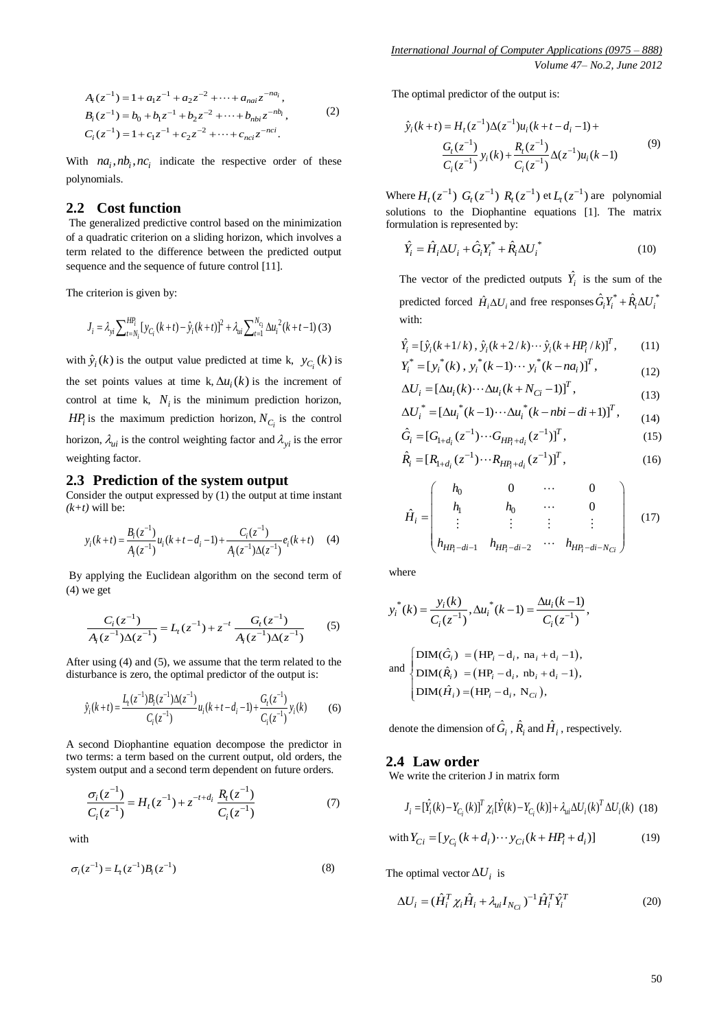$$A_i(z^{-1}) = 1 + a_1 z^{-1} + a_2 z^{-2} + \cdots + a_{nai} z^{-na_i},$$
$$B_i(z^{-1}) = b_0 + b_1 z^{-1} + b_2 z^{-2} + \cdots + b_{nbi} z^{-nb_i}, \qquad (2)$$
$$C_i(z^{-1}) = 1 + c_1 z^{-1} + c_2 z^{-2} + \cdots + c_{nci} z^{-nci}.$$

With $na_i, nb_i, nc_i$ indicate the respective order of these polynomials.

## 2.2 Cost function

The generalized predictive control based on the minimization of a quadratic criterion on a sliding horizon, which involves a term related to the difference between the predicted output sequence and the sequence of future control [11].

The criterion is given by:

$$J_i = \lambda_{yi} \sum_{t=N_i}^{HP_i} [y_{C_i}(k+t) - \hat{y}_i(k+t)]^2 + \lambda_{ui} \sum_{t=1}^{N_{C_i}} \Delta u_i^2(k+t-1) \quad (3)$$

with $\hat{y}_i(k)$ is the output value predicted at time k, $y_{C_i}(k)$ is the set points values at time k, $\Delta u_i(k)$ is the increment of control at time k, $N_i$ is the minimum prediction horizon, $HP_i$ is the maximum prediction horizon, $N_{C_i}$ is the control horizon, $\lambda_{ui}$ is the control weighting factor and $\lambda_{yi}$ is the error weighting factor.

## 2.3 Prediction of the system output

Consider the output expressed by (1) the output at time instant *(k+t)* will be:

$$y_i(k+t) = \frac{B_i(z^{-1})}{A_i(z^{-1})} u_i(k+t-d_i-1) + \frac{C_i(z^{-1})}{A_i(z^{-1})\Delta(z^{-1})} e_i(k+t) \quad (4)$$

By applying the Euclidean algorithm on the second term of (4) we get

$$\frac{C_i(z^{-1})}{A_i(z^{-1})\Delta(z^{-1})} = L_t(z^{-1}) + z^{-t} \frac{G_t(z^{-1})}{A_i(z^{-1})\Delta(z^{-1})} \quad (5)$$

After using (4) and (5), we assume that the term related to the disturbance is zero, the optimal predictor of the output is:

$$\hat{y}_i(k+t) = \frac{L_t(z^{-1})B_i(z^{-1})\Delta(z^{-1})}{C_i(z^{-1})} u_i(k+t-d_i-1) + \frac{G_t(z^{-1})}{C_i(z^{-1})} y_i(k) \quad (6)$$

A second Diophantine equation decompose the predictor in two terms: a term based on the current output, old orders, the system output and a second term dependent on future orders.

$$\frac{\sigma_i(z^{-1})}{C_i(z^{-1})} = H_t(z^{-1}) + z^{-t+d_i} \frac{R_t(z^{-1})}{C_i(z^{-1})} \quad (7)$$

with

$$\sigma_i(z^{-1}) = L_t(z^{-1}) B_i(z^{-1}) \quad (8)$$

The optimal predictor of the output is:

$$\hat{y}_i(k+t) = H_t(z^{-1})\Delta(z^{-1})u_i(k+t-d_i-1) + \frac{G_t(z^{-1})}{C_i(z^{-1})} y_i(k) + \frac{R_t(z^{-1})}{C_i(z^{-1})} \Delta(z^{-1}) u_i(k-1) \quad (9)$$

Where $H_t(z^{-1})$ $G_t(z^{-1})$ $R_t(z^{-1})$ et $L_t(z^{-1})$ are polynomial solutions to the Diophantine equations [1]. The matrix formulation is represented by:

$$\hat{Y}_i = \hat{H}_i \Delta U_i + \hat{G}_i Y_i^* + \hat{R}_i \Delta U_i^* \quad (10)$$

The vector of the predicted outputs $\hat{Y}_i$ is the sum of the predicted forced $\hat{H}_i \Delta U_i$ and free responses $\hat{G}_i Y_i^* + \hat{R}_i \Delta U_i^*$ with:

$$\hat{Y}_i = [\hat{y}_i(k+1/k), \hat{y}_i(k+2/k) \cdots \hat{y}_i(k+HP_i/k)]^T, \quad (11)$$

$$Y_i^* = [y_i^*(k), y_i^*(k-1) \cdots y_i^*(k-na_i)]^T, \quad (12)$$

$$\Delta U_i = [\Delta u_i(k) \cdots \Delta u_i(k+N_{Ci}-1)]^T, \quad (13)$$

$$\Delta U_i^* = [\Delta u_i^*(k-1) \cdots \Delta u_i^*(k-nbi-di+1)]^T, \quad (14)$$

$$\hat{G}_i = [G_{1+d_i}(z^{-1}) \cdots G_{HP_i+d_i}(z^{-1})]^T, \quad (15)$$

$$\hat{R}_i = [R_{1+d_i}(z^{-1}) \cdots R_{HP_i+d_i}(z^{-1})]^T, \quad (16)$$

$$\hat{H}_i = \begin{pmatrix} h_0 & 0 & \cdots & 0 \\ h_1 & h_0 & \cdots & 0 \\ \vdots & \vdots & \vdots & \vdots \\ h_{HP_i-di-1} & h_{HP_i-di-2} & \cdots & h_{HP_i-di-N_{Ci}} \end{pmatrix} \quad (17)$$

where

$$y_i^*(k) = \frac{y_i(k)}{C_i(z^{-1})}, \Delta u_i^*(k-1) = \frac{\Delta u_i(k-1)}{C_i(z^{-1})},$$

and
$$\begin{cases} \mathrm{DIM}(\hat{G}_i) = (\mathrm{HP}_i - \mathrm{d}_i,\ \mathrm{na}_i + \mathrm{d}_i - 1), \\ \mathrm{DIM}(\hat{R}_i) = (\mathrm{HP}_i - \mathrm{d}_i,\ \mathrm{nb}_i + \mathrm{d}_i - 1), \\ \mathrm{DIM}(\hat{H}_i) = (\mathrm{HP}_i - \mathrm{d}_i,\ \mathrm{N}_{Ci}), \end{cases}$$

denote the dimension of $\hat{G}_i$, $\hat{R}_i$ and $\hat{H}_i$, respectively.

## 2.4 Law order

We write the criterion J in matrix form

$$J_i = [\hat{Y}_i(k) - Y_{C_i}(k)]^T \chi_i [\hat{Y}(k) - Y_{C_i}(k)] + \lambda_{ui} \Delta U_i(k)^T \Delta U_i(k) \quad (18)$$

$$\text{with } Y_{Ci} = [y_{C_i}(k+d_i) \cdots y_{Ci}(k+HP_i+d_i)] \quad (19)$$

The optimal vector $\Delta U_i$ is

$$\Delta U_i = (\hat{H}_i^T \chi_i \hat{H}_i + \lambda_{ui} I_{N_{Ci}})^{-1} \hat{H}_i^T \hat{Y}_i^T \quad (20)$$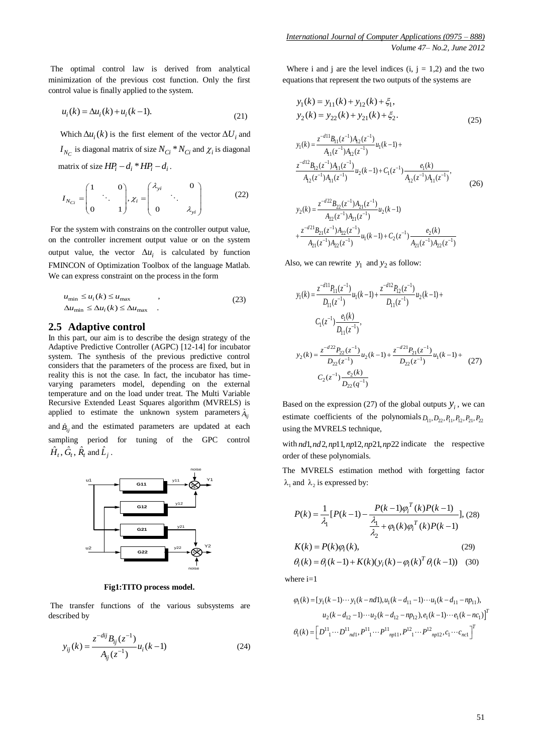The optimal control law is derived from analytical minimization of the previous cost function. Only the first control value is finally applied to the system.

$$u_i(k) = \Delta u_i(k) + u_i(k-1). \tag{21}$$

Which $\Delta u_i(k)$ is the first element of the vector $\Delta U_i$ and $I_{N_C}$ is diagonal matrix of size $N_{Ci} * N_{Ci}$ and $\chi_i$ is diagonal matrix of size $HP_i - d_i * HP_i - d_i$.

$$I_{N_{Ci}} = \begin{pmatrix} 1 & & 0 \\ & \ddots & \\ 0 & & 1 \end{pmatrix}, \chi_i = \begin{pmatrix} \lambda_{yi} & & 0 \\ & \ddots & \\ 0 & & \lambda_{yi} \end{pmatrix} \tag{22}$$

For the system with constrains on the controller output value, on the controller increment output value or on the system output value, the vector $\Delta u_i$ is calculated by function FMINCON of Optimization Toolbox of the language Matlab. We can express constraint on the process in the form

$$\begin{aligned} & u_{\min} \le u_i(k) \le u_{\max} \quad , \\ & \Delta u_{\min} \le \Delta u_i(k) \le \Delta u_{\max} \quad . \end{aligned} \tag{23}$$

## 2.5 Adaptive control

In this part, our aim is to describe the design strategy of the Adaptive Predictive Controller (AGPC) [12-14] for incubator system. The synthesis of the previous predictive control considers that the parameters of the process are fixed, but in reality this is not the case. In fact, the incubator has time-varying parameters model, depending on the external temperature and on the load under treat. The Multi Variable Recursive Extended Least Squares algorithm (MVRELS) is applied to estimate the unknown system parameters $\hat{A}_{ij}$ and $\hat{B}_{ij}$ and the estimated parameters are updated at each sampling period for tuning of the GPC control $\hat{H}_t$, $\hat{G}_t$, $\hat{R}_t$ and $\hat{L}_j$.

**Fig1:TITO process model.**

The transfer functions of the various subsystems are described by

$$y_{ij}(k) = \frac{z^{-dij} B_{ij}(z^{-1})}{A_{ij}(z^{-1})} u_i(k-1) \tag{24}$$

Where i and j are the level indices (i, j = 1,2) and the two equations that represent the two outputs of the systems are

$$\begin{aligned} y_1(k) &= y_{11}(k) + y_{12}(k) + \xi_1, \\ y_2(k) &= y_{22}(k) + y_{21}(k) + \xi_2. \end{aligned} \tag{25}$$

$$\begin{aligned} y_1(k) = {} & \frac{z^{-d11} B_{11}(z^{-1}) A_{12}(z^{-1})}{A_{11}(z^{-1}) A_{12}(z^{-1})} u_1(k-1) + \\ & \frac{z^{-d12} B_{12}(z^{-1}) A_{11}(z^{-1})}{A_{12}(z^{-1}) A_{11}(z^{-1})} u_2(k-1) + C_1(z^{-1}) \frac{e_1(k)}{A_{12}(z^{-1}) A_{11}(z^{-1})}, \end{aligned} \tag{26}$$

$$\begin{aligned} y_2(k) = {} & \frac{z^{-d22} B_{22}(z^{-1}) A_{21}(z^{-1})}{A_{22}(z^{-1}) A_{21}(z^{-1})} u_2(k-1) \\ & + \frac{z^{-d21} B_{21}(z^{-1}) A_{22}(z^{-1})}{A_{21}(z^{-1}) A_{22}(z^{-1})} u_1(k-1) + C_2(z^{-1}) \frac{e_2(k)}{A_{21}(z^{-1}) A_{22}(z^{-1})} \end{aligned}$$

Also, we can rewrite $y_1$ and $y_2$ as follow:

$$\begin{aligned} y_1(k) = {} & \frac{z^{-d11} P_{11}(z^{-1})}{D_{11}(z^{-1})} u_1(k-1) + \frac{z^{-d12} P_{12}(z^{-1})}{D_{11}(z^{-1})} u_2(k-1) + \\ & C_1(z^{-1}) \frac{e_1(k)}{D_{11}(z^{-1})}, \\ y_2(k) = {} & \frac{z^{-d22} P_{22}(z^{-1})}{D_{22}(z^{-1})} u_2(k-1) + \frac{z^{-d21} P_{21}(z^{-1})}{D_{22}(z^{-1})} u_1(k-1) + \\ & C_2(z^{-1}) \frac{e_2(k)}{D_{22}(q^{-1})} \end{aligned} \tag{27}$$

Based on the expression (27) of the global outputs $y_i$, we can estimate coefficients of the polynomials $D_{11}, D_{22}, P_{11}, P_{12}, P_{21}, P_{22}$ using the MVRELS technique,

with $nd1, nd2, np11, np12, np21, np22$ indicate the respective order of these polynomials.

The MVRELS estimation method with forgetting factor $\lambda_1$ and $\lambda_2$ is expressed by:

$$P(k) = \frac{1}{\lambda_1}\left[P(k-1) - \frac{P(k-1)\varphi_i^T(k)P(k-1)}{\frac{\lambda_1}{\lambda_2} + \varphi_1(k)\varphi_i^T(k)P(k-1)}\right], \tag{28}$$

$$K(k) = P(k)\varphi_i(k), \tag{29}$$

$$\theta_i(k) = \theta_i(k-1) + K(k)(y_i(k) - \varphi_i(k)^T \theta_i(k-1)) \tag{30}$$

where i=1

$$\begin{aligned} \varphi_1(k) = {} & [y_1(k-1) \cdots y_1(k-nd1), u_1(k-d_{11}-1) \cdots u_1(k-d_{11}-np_{11}), \\ & u_2(k-d_{12}-1) \cdots u_2(k-d_{12}-np_{12}), e_1(k-1) \cdots e_1(k-nc_1)]^T \\ \theta_1(k) = {} & \left[D^{11}{}_1 \cdots D^{11}{}_{nd1}, P^{11}{}_1 \cdots P^{11}{}_{np11}, P^{12}{}_1 \cdots P^{12}{}_{np12}, c_1 \cdots c_{nc1}\right]^T \end{aligned}$$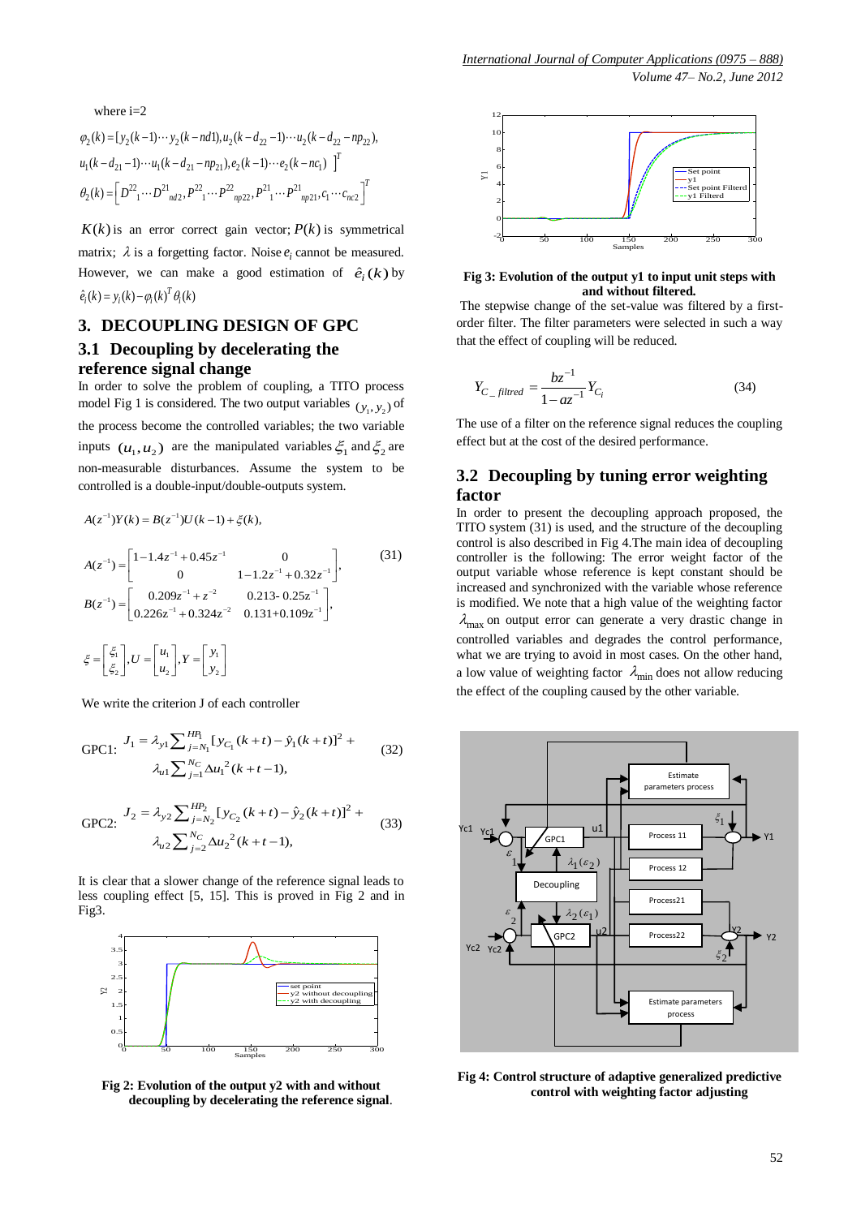where i=2

$$\varphi_2(k) = [y_2(k-1)\cdots y_2(k-nd1), u_2(k-d_{22}-1)\cdots u_2(k-d_{22}-np_{22}),$$
$$u_1(k-d_{21}-1)\cdots u_1(k-d_{21}-np_{21}), e_2(k-1)\cdots e_2(k-nc_1)\ ]^T$$
$$\theta_2(k) = \left[D^{22}{}_1\cdots D^{21}{}_{nd2}, P^{22}{}_1\cdots P^{22}{}_{np22}, P^{21}{}_1\cdots P^{21}{}_{np21}, c_1\cdots c_{nc2}\right]^T$$

$K(k)$ is an error correct gain vector; $P(k)$ is symmetrical matrix; $\lambda$ is a forgetting factor. Noise $e_i$ cannot be measured. However, we can make a good estimation of $\hat{e}_i(k)$ by $\hat{e}_i(k) = y_i(k) - \varphi_i(k)^T \theta_i(k)$

## 3. DECOUPLING DESIGN OF GPC

### 3.1 Decoupling by decelerating the reference signal change

In order to solve the problem of coupling, a TITO process model Fig 1 is considered. The two output variables $(y_1, y_2)$ of the process become the controlled variables; the two variable inputs $(u_1, u_2)$ are the manipulated variables $\xi_1$ and $\xi_2$ are non-measurable disturbances. Assume the system to be controlled is a double-input/double-outputs system.

$$A(z^{-1})Y(k) = B(z^{-1})U(k-1) + \xi(k),$$

$$A(z^{-1}) = \begin{bmatrix} 1-1.4z^{-1}+0.45z^{-1} & 0 \\ 0 & 1-1.2z^{-1}+0.32z^{-1} \end{bmatrix}, \quad (31)$$

$$B(z^{-1}) = \begin{bmatrix} 0.209z^{-1}+z^{-2} & 0.213\text{-}\ 0.25z^{-1} \\ 0.226z^{-1}+0.324z^{-2} & 0.131\text{+}0.109z^{-1} \end{bmatrix},$$

$$\xi = \begin{bmatrix} \xi_1 \\ \xi_2 \end{bmatrix}, U = \begin{bmatrix} u_1 \\ u_2 \end{bmatrix}, Y = \begin{bmatrix} y_1 \\ y_2 \end{bmatrix}$$

We write the criterion J of each controller

$$\text{GPC1:}\quad J_1 = \lambda_{y1} \sum\nolimits_{j=N_1}^{HP_1} [y_{C_1}(k+t) - \hat{y}_1(k+t)]^2 + \lambda_{u1} \sum\nolimits_{j=1}^{N_C} \Delta u_1{}^2(k+t-1), \quad (32)$$

$$\text{GPC2:}\quad J_2 = \lambda_{y2} \sum\nolimits_{j=N_2}^{HP_2} [y_{C_2}(k+t) - \hat{y}_2(k+t)]^2 + \lambda_{u2} \sum\nolimits_{j=2}^{N_C} \Delta u_2{}^2(k+t-1), \quad (33)$$

It is clear that a slower change of the reference signal leads to less coupling effect [5, 15]. This is proved in Fig 2 and in Fig3.

**Fig 2: Evolution of the output y2 with and without decoupling by decelerating the reference signal**.

**Fig 3: Evolution of the output y1 to input unit steps with and without filtered.**

The stepwise change of the set-value was filtered by a first-order filter. The filter parameters were selected in such a way that the effect of coupling will be reduced.

$$Y_{C\_filtred} = \frac{bz^{-1}}{1-az^{-1}} Y_{C_i} \quad (34)$$

The use of a filter on the reference signal reduces the coupling effect but at the cost of the desired performance.

### 3.2 Decoupling by tuning error weighting factor

In order to present the decoupling approach proposed, the TITO system (31) is used, and the structure of the decoupling control is also described in Fig 4.The main idea of decoupling controller is the following: The error weight factor of the output variable whose reference is kept constant should be increased and synchronized with the variable whose reference is modified. We note that a high value of the weighting factor $\lambda_{\max}$ on output error can generate a very drastic change in controlled variables and degrades the control performance, what we are trying to avoid in most cases. On the other hand, a low value of weighting factor $\lambda_{\min}$ does not allow reducing the effect of the coupling caused by the other variable.

**Fig 4: Control structure of adaptive generalized predictive control with weighting factor adjusting**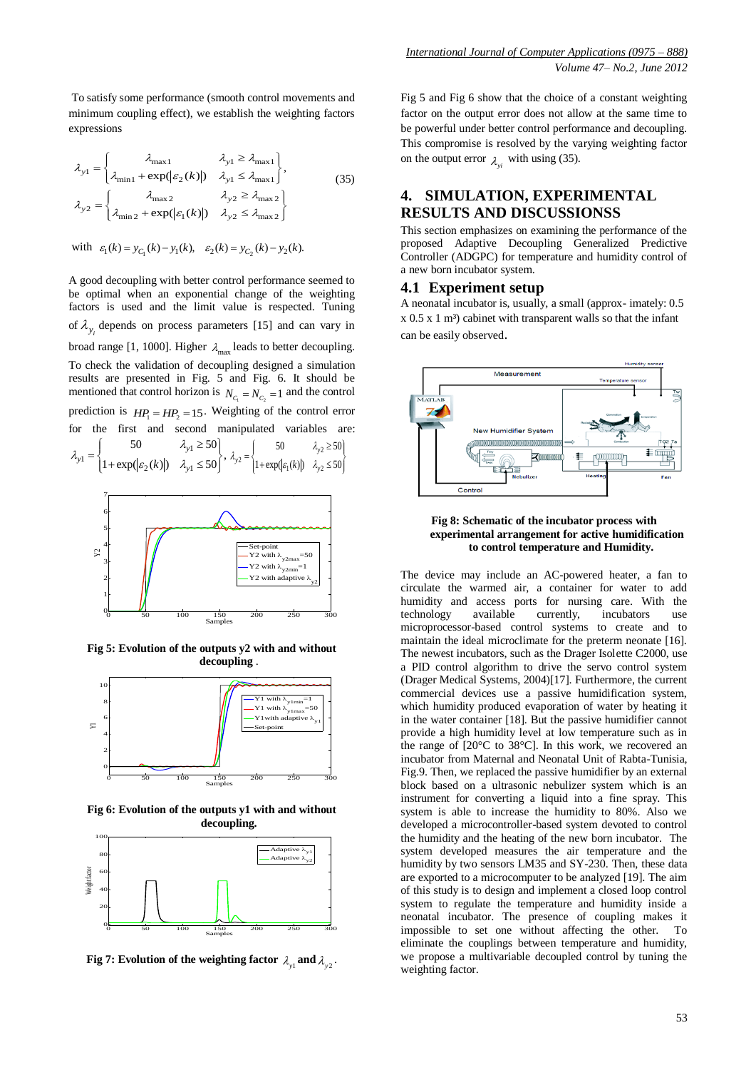To satisfy some performance (smooth control movements and minimum coupling effect), we establish the weighting factors expressions

$$\lambda_{y1} = \begin{Bmatrix} \lambda_{\max 1} & \lambda_{y1} \geq \lambda_{\max 1} \\ \lambda_{\min 1} + \exp(|\varepsilon_2(k)|) & \lambda_{y1} \leq \lambda_{\max 1} \end{Bmatrix}, \qquad (35)$$

$$\lambda_{y2} = \begin{Bmatrix} \lambda_{\max 2} & \lambda_{y2} \geq \lambda_{\max 2} \\ \lambda_{\min 2} + \exp(|\varepsilon_1(k)|) & \lambda_{y2} \leq \lambda_{\max 2} \end{Bmatrix}$$

with $\varepsilon_1(k) = y_{C_1}(k) - y_1(k), \quad \varepsilon_2(k) = y_{C_2}(k) - y_2(k).$

A good decoupling with better control performance seemed to be optimal when an exponential change of the weighting factors is used and the limit value is respected. Tuning of $\lambda_{y_i}$ depends on process parameters [15] and can vary in broad range [1, 1000]. Higher $\lambda_{\max}$ leads to better decoupling. To check the validation of decoupling designed a simulation results are presented in Fig. 5 and Fig. 6. It should be mentioned that control horizon is $N_{C_1} = N_{C_2} = 1$ and the control prediction is $HP_1 = HP_2 = 15$. Weighting of the control error for the first and second manipulated variables are: $\lambda_{y1} = \begin{Bmatrix} 50 & \lambda_{y1} \geq 50 \\ 1 + \exp(|\varepsilon_2(k)|) & \lambda_{y1} \leq 50 \end{Bmatrix}$, $\lambda_{y2} = \begin{Bmatrix} 50 & \lambda_{y2} \geq 50 \\ 1 + \exp(|\varepsilon_1(k)|) & \lambda_{y2} \leq 50 \end{Bmatrix}$

**Fig 5: Evolution of the outputs y2 with and without decoupling** .

**Fig 6: Evolution of the outputs y1 with and without decoupling.**

**Fig 7: Evolution of the weighting factor $\lambda_{y1}$ and $\lambda_{y2}$.**

Fig 5 and Fig 6 show that the choice of a constant weighting factor on the output error does not allow at the same time to be powerful under better control performance and decoupling. This compromise is resolved by the varying weighting factor on the output error $\lambda_{yi}$ with using (35).

## 4. SIMULATION, EXPERIMENTAL RESULTS AND DISCUSSIONSS

This section emphasizes on examining the performance of the proposed Adaptive Decoupling Generalized Predictive Controller (ADGPC) for temperature and humidity control of a new born incubator system.

### 4.1 Experiment setup

A neonatal incubator is, usually, a small (approx- imately: 0.5 x 0.5 x 1 m³) cabinet with transparent walls so that the infant can be easily observed.

**Fig 8: Schematic of the incubator process with experimental arrangement for active humidification to control temperature and Humidity.**

The device may include an AC-powered heater, a fan to circulate the warmed air, a container for water to add humidity and access ports for nursing care. With the technology available currently, incubators use microprocessor-based control systems to create and maintain the ideal microclimate for the preterm neonate [16]. The newest incubators, such as the Drager Isolette C2000, use a PID control algorithm to drive the servo control system (Drager Medical Systems, 2004)[17]. Furthermore, the current commercial devices use a passive humidification system, which humidity produced evaporation of water by heating it in the water container [18]. But the passive humidifier cannot provide a high humidity level at low temperature such as in the range of [20°C to 38°C]. In this work, we recovered an incubator from Maternal and Neonatal Unit of Rabta-Tunisia, Fig.9. Then, we replaced the passive humidifier by an external block based on a ultrasonic nebulizer system which is an instrument for converting a liquid into a fine spray. This system is able to increase the humidity to 80%. Also we developed a microcontroller-based system devoted to control the humidity and the heating of the new born incubator. The system developed measures the air temperature and the humidity by two sensors LM35 and SY-230. Then, these data are exported to a microcomputer to be analyzed [19]. The aim of this study is to design and implement a closed loop control system to regulate the temperature and humidity inside a neonatal incubator. The presence of coupling makes it impossible to set one without affecting the other. To eliminate the couplings between temperature and humidity, we propose a multivariable decoupled control by tuning the weighting factor.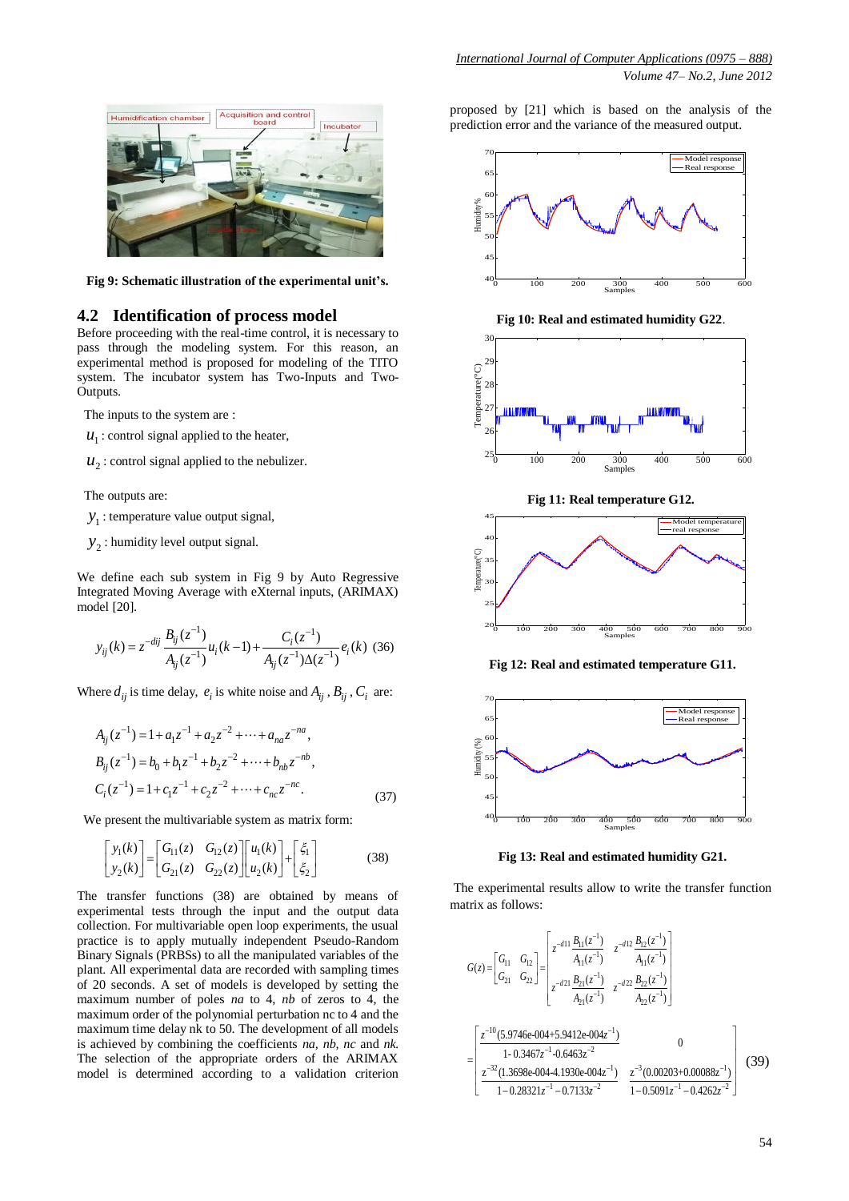Fig 9: Schematic illustration of the experimental unit's.

## 4.2 Identification of process model

Before proceeding with the real-time control, it is necessary to pass through the modeling system. For this reason, an experimental method is proposed for modeling of the TITO system. The incubator system has Two-Inputs and Two-Outputs.

The inputs to the system are :

$u_1$ : control signal applied to the heater,

$u_2$ : control signal applied to the nebulizer.

The outputs are:

$y_1$ : temperature value output signal,

$y_2$ : humidity level output signal.

We define each sub system in Fig 9 by Auto Regressive Integrated Moving Average with eXternal inputs, (ARIMAX) model [20].

$$y_{ij}(k) = z^{-dij}\frac{B_{ij}(z^{-1})}{A_{ij}(z^{-1})}u_i(k-1) + \frac{C_i(z^{-1})}{A_{ij}(z^{-1})\Delta(z^{-1})}e_i(k) \quad (36)$$

Where $d_{ij}$ is time delay, $e_i$ is white noise and $A_{ij}$, $B_{ij}$, $C_i$ are:

$$\begin{aligned} A_{ij}(z^{-1}) &= 1 + a_1 z^{-1} + a_2 z^{-2} + \cdots + a_{na} z^{-na}, \\ B_{ij}(z^{-1}) &= b_0 + b_1 z^{-1} + b_2 z^{-2} + \cdots + b_{nb} z^{-nb}, \\ C_i(z^{-1}) &= 1 + c_1 z^{-1} + c_2 z^{-2} + \cdots + c_{nc} z^{-nc}. \end{aligned} \quad (37)$$

We present the multivariable system as matrix form:

$$\begin{bmatrix} y_1(k) \\ y_2(k) \end{bmatrix} = \begin{bmatrix} G_{11}(z) & G_{12}(z) \\ G_{21}(z) & G_{22}(z) \end{bmatrix}\begin{bmatrix} u_1(k) \\ u_2(k) \end{bmatrix} + \begin{bmatrix} \xi_1 \\ \xi_2 \end{bmatrix} \quad (38)$$

The transfer functions (38) are obtained by means of experimental tests through the input and the output data collection. For multivariable open loop experiments, the usual practice is to apply mutually independent Pseudo-Random Binary Signals (PRBSs) to all the manipulated variables of the plant. All experimental data are recorded with sampling times of 20 seconds. A set of models is developed by setting the maximum number of poles *na* to 4, *nb* of zeros to 4, the maximum order of the polynomial perturbation nc to 4 and the maximum time delay nk to 50. The development of all models is achieved by combining the coefficients *na, nb, nc* and *nk.* The selection of the appropriate orders of the ARIMAX model is determined according to a validation criterion proposed by [21] which is based on the analysis of the prediction error and the variance of the measured output.

Fig 10: Real and estimated humidity G22.

Fig 11: Real temperature G12.

Fig 12: Real and estimated temperature G11.

Fig 13: Real and estimated humidity G21.

The experimental results allow to write the transfer function matrix as follows:

$$G(z) = \begin{bmatrix} G_{11} & G_{12} \\ G_{21} & G_{22} \end{bmatrix} = \begin{bmatrix} z^{-d11}\dfrac{B_{11}(z^{-1})}{A_{11}(z^{-1})} & z^{-d12}\dfrac{B_{12}(z^{-1})}{A_{11}(z^{-1})} \\ z^{-d21}\dfrac{B_{21}(z^{-1})}{A_{21}(z^{-1})} & z^{-d22}\dfrac{B_{22}(z^{-1})}{A_{22}(z^{-1})} \end{bmatrix}$$

$$= \begin{bmatrix} \dfrac{z^{-10}(5.9746\text{e-}004 + 5.9412\text{e-}004z^{-1})}{1 - 0.3467z^{-1} - 0.6463z^{-2}} & 0 \\ \dfrac{z^{-32}(1.3698\text{e-}004 - 4.1930\text{e-}004z^{-1})}{1 - 0.28321z^{-1} - 0.7133z^{-2}} & \dfrac{z^{-3}(0.00203 + 0.00088z^{-1})}{1 - 0.5091z^{-1} - 0.4262z^{-2}} \end{bmatrix} \quad (39)$$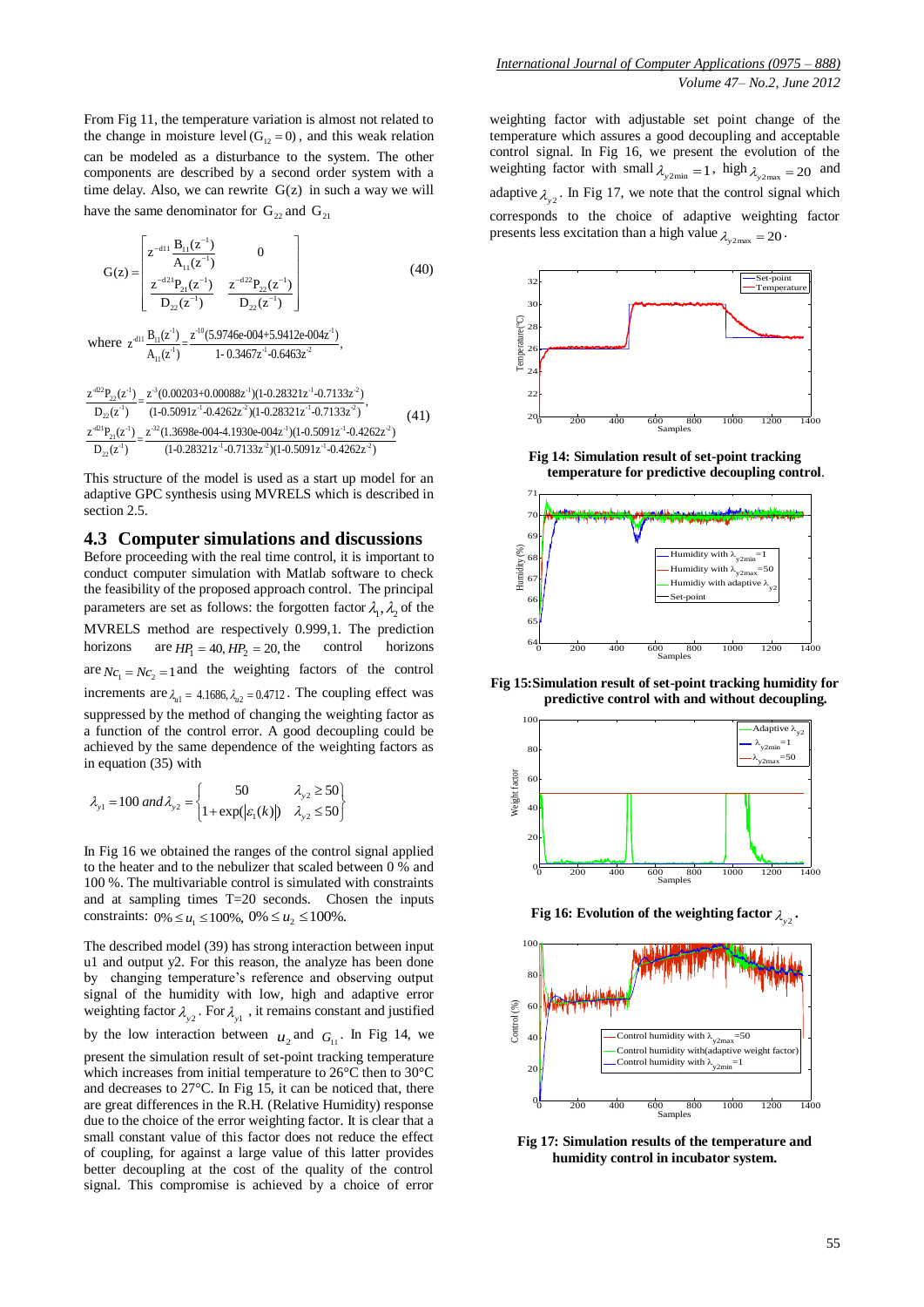From Fig 11, the temperature variation is almost not related to the change in moisture level $(G_{12} = 0)$, and this weak relation can be modeled as a disturbance to the system. The other components are described by a second order system with a time delay. Also, we can rewrite $G(z)$ in such a way we will have the same denominator for $G_{22}$ and $G_{21}$

$$G(z) = \begin{bmatrix} z^{-d11}\dfrac{B_{11}(z^{-1})}{A_{11}(z^{-1})} & 0 \\ \dfrac{z^{-d21}P_{21}(z^{-1})}{D_{22}(z^{-1})} & \dfrac{z^{-d22}P_{22}(z^{-1})}{D_{22}(z^{-1})} \end{bmatrix} \tag{40}$$

where $z^{-d11}\dfrac{B_{11}(z^{-1})}{A_{11}(z^{-1})} = \dfrac{z^{-10}(5.9746e\text{-}004+5.9412e\text{-}004z^{-1})}{1-0.3467z^{-1}-0.6463z^{-2}}$,

$$\begin{aligned} \frac{z^{-d22}P_{22}(z^{-1})}{D_{22}(z^{-1})} &= \frac{z^{-3}(0.00203+0.00088z^{-1})(1-0.28321z^{-1}-0.7133z^{-2})}{(1-0.5091z^{-1}-0.4262z^{-2})(1-0.28321z^{-1}-0.7133z^{-2})}, \\ \frac{z^{-d21}P_{21}(z^{-1})}{D_{22}(z^{-1})} &= \frac{z^{-32}(1.3698e\text{-}004-4.1930e\text{-}004z^{-1})(1-0.5091z^{-1}-0.4262z^{-2})}{(1-0.28321z^{-1}-0.7133z^{-2})(1-0.5091z^{-1}-0.4262z^{-2})} \end{aligned} \tag{41}$$

This structure of the model is used as a start up model for an adaptive GPC synthesis using MVRELS which is described in section 2.5.

## 4.3 Computer simulations and discussions

Before proceeding with the real time control, it is important to conduct computer simulation with Matlab software to check the feasibility of the proposed approach control. The principal parameters are set as follows: the forgotten factor $\lambda_1, \lambda_2$ of the MVRELS method are respectively 0.999,1. The prediction horizons are $HP_1 = 40, HP_2 = 20$, the control horizons are $Nc_1 = Nc_2 = 1$ and the weighting factors of the control increments are $\lambda_{u1} = 4.1686, \lambda_{u2} = 0.4712$. The coupling effect was suppressed by the method of changing the weighting factor as a function of the control error. A good decoupling could be achieved by the same dependence of the weighting factors as in equation (35) with

$$\lambda_{y1} = 100 \; and \; \lambda_{y2} = \begin{cases} 50 & \lambda_{y2} \geq 50 \\ 1+\exp(|\varepsilon_1(k)|) & \lambda_{y2} \leq 50 \end{cases}$$

In Fig 16 we obtained the ranges of the control signal applied to the heater and to the nebulizer that scaled between 0 % and 100 %. The multivariable control is simulated with constraints and at sampling times T=20 seconds. Chosen the inputs constraints: $0\% \leq u_1 \leq 100\%,\ 0\% \leq u_2 \leq 100\%$.

The described model (39) has strong interaction between input u1 and output y2. For this reason, the analyze has been done by changing temperature's reference and observing output signal of the humidity with low, high and adaptive error weighting factor $\lambda_{y2}$. For $\lambda_{y1}$, it remains constant and justified by the low interaction between $u_2$ and $G_{11}$. In Fig 14, we present the simulation result of set-point tracking temperature which increases from initial temperature to 26°C then to 30°C and decreases to 27°C. In Fig 15, it can be noticed that, there are great differences in the R.H. (Relative Humidity) response due to the choice of the error weighting factor. It is clear that a small constant value of this factor does not reduce the effect of coupling, for against a large value of this latter provides better decoupling at the cost of the quality of the control signal. This compromise is achieved by a choice of error weighting factor with adjustable set point change of the temperature which assures a good decoupling and acceptable control signal. In Fig 16, we present the evolution of the weighting factor with small $\lambda_{y2\min} = 1$, high $\lambda_{y2\max} = 20$ and adaptive $\lambda_{y2}$. In Fig 17, we note that the control signal which corresponds to the choice of adaptive weighting factor presents less excitation than a high value $\lambda_{y2\max} = 20$.

**Fig 14: Simulation result of set-point tracking temperature for predictive decoupling control.**

**Fig 15: Simulation result of set-point tracking humidity for predictive control with and without decoupling.**

**Fig 16: Evolution of the weighting factor $\lambda_{y2}$.**

**Fig 17: Simulation results of the temperature and humidity control in incubator system.**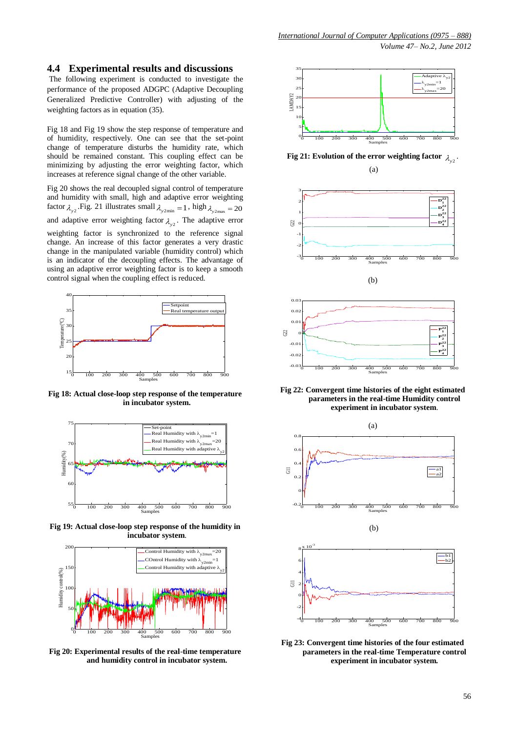## 4.4 Experimental results and discussions

The following experiment is conducted to investigate the performance of the proposed ADGPC (Adaptive Decoupling Generalized Predictive Controller) with adjusting of the weighting factors as in equation (35).

Fig 18 and Fig 19 show the step response of temperature and of humidity, respectively. One can see that the set-point change of temperature disturbs the humidity rate, which should be remained constant. This coupling effect can be minimizing by adjusting the error weighting factor, which increases at reference signal change of the other variable.

Fig 20 shows the real decoupled signal control of temperature and humidity with small, high and adaptive error weighting factor $\lambda_{y2}$ .Fig. 21 illustrates small $\lambda_{y2\min} = 1$, high $\lambda_{y2\max} = 20$ and adaptive error weighting factor $\lambda_{y2}$. The adaptive error weighting factor is synchronized to the reference signal change. An increase of this factor generates a very drastic change in the manipulated variable (humidity control) which is an indicator of the decoupling effects. The advantage of using an adaptive error weighting factor is to keep a smooth control signal when the coupling effect is reduced.

**Fig 18: Actual close-loop step response of the temperature in incubator system.**

**Fig 19: Actual close-loop step response of the humidity in incubator system.**

**Fig 20: Experimental results of the real-time temperature and humidity control in incubator system.**

**Fig 21: Evolution of the error weighting factor $\lambda_{y2}$.**

**Fig 22: Convergent time histories of the eight estimated parameters in the real-time Humidity control experiment in incubator system.**

**Fig 23: Convergent time histories of the four estimated parameters in the real-time Temperature control experiment in incubator system.**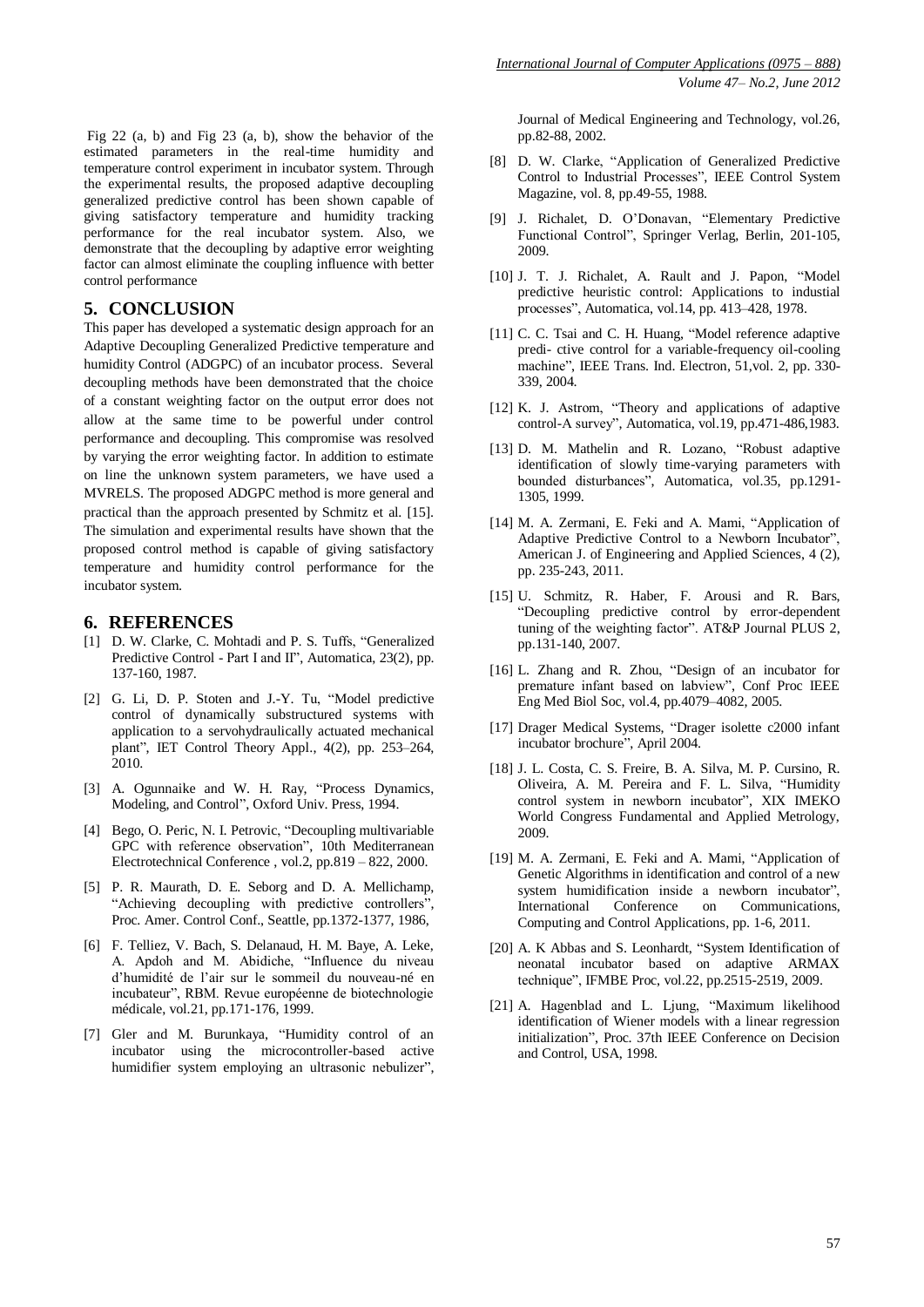Fig 22 (a, b) and Fig 23 (a, b), show the behavior of the estimated parameters in the real-time humidity and temperature control experiment in incubator system. Through the experimental results, the proposed adaptive decoupling generalized predictive control has been shown capable of giving satisfactory temperature and humidity tracking performance for the real incubator system. Also, we demonstrate that the decoupling by adaptive error weighting factor can almost eliminate the coupling influence with better control performance

## 5. CONCLUSION

This paper has developed a systematic design approach for an Adaptive Decoupling Generalized Predictive temperature and humidity Control (ADGPC) of an incubator process. Several decoupling methods have been demonstrated that the choice of a constant weighting factor on the output error does not allow at the same time to be powerful under control performance and decoupling. This compromise was resolved by varying the error weighting factor. In addition to estimate on line the unknown system parameters, we have used a MVRELS. The proposed ADGPC method is more general and practical than the approach presented by Schmitz et al. [15]. The simulation and experimental results have shown that the proposed control method is capable of giving satisfactory temperature and humidity control performance for the incubator system.

## 6. REFERENCES

[1] D. W. Clarke, C. Mohtadi and P. S. Tuffs, "Generalized Predictive Control - Part I and II", Automatica, 23(2), pp. 137-160, 1987.

[2] G. Li, D. P. Stoten and J.-Y. Tu, "Model predictive control of dynamically substructured systems with application to a servohydraulically actuated mechanical plant", IET Control Theory Appl., 4(2), pp. 253–264, 2010.

[3] A. Ogunnaike and W. H. Ray, "Process Dynamics, Modeling, and Control", Oxford Univ. Press, 1994.

[4] Bego, O. Peric, N. I. Petrovic, "Decoupling multivariable GPC with reference observation", 10th Mediterranean Electrotechnical Conference , vol.2, pp.819 – 822, 2000.

[5] P. R. Maurath, D. E. Seborg and D. A. Mellichamp, "Achieving decoupling with predictive controllers", Proc. Amer. Control Conf., Seattle, pp.1372-1377, 1986,

[6] F. Telliez, V. Bach, S. Delanaud, H. M. Baye, A. Leke, A. Apdoh and M. Abidiche, "Influence du niveau d'humidité de l'air sur le sommeil du nouveau-né en incubateur", RBM. Revue européenne de biotechnologie médicale, vol.21, pp.171-176, 1999.

[7] Gler and M. Burunkaya, "Humidity control of an incubator using the microcontroller-based active humidifier system employing an ultrasonic nebulizer", Journal of Medical Engineering and Technology, vol.26, pp.82-88, 2002.

[8] D. W. Clarke, "Application of Generalized Predictive Control to Industrial Processes", IEEE Control System Magazine, vol. 8, pp.49-55, 1988.

[9] J. Richalet, D. O'Donavan, "Elementary Predictive Functional Control", Springer Verlag, Berlin, 201-105, 2009.

[10] J. T. J. Richalet, A. Rault and J. Papon, "Model predictive heuristic control: Applications to industial processes", Automatica, vol.14, pp. 413–428, 1978.

[11] C. C. Tsai and C. H. Huang, "Model reference adaptive predi- ctive control for a variable-frequency oil-cooling machine", IEEE Trans. Ind. Electron, 51,vol. 2, pp. 330-339, 2004.

[12] K. J. Astrom, "Theory and applications of adaptive control-A survey", Automatica, vol.19, pp.471-486,1983.

[13] D. M. Mathelin and R. Lozano, "Robust adaptive identification of slowly time-varying parameters with bounded disturbances", Automatica, vol.35, pp.1291-1305, 1999.

[14] M. A. Zermani, E. Feki and A. Mami, "Application of Adaptive Predictive Control to a Newborn Incubator", American J. of Engineering and Applied Sciences, 4 (2), pp. 235-243, 2011.

[15] U. Schmitz, R. Haber, F. Arousi and R. Bars, "Decoupling predictive control by error-dependent tuning of the weighting factor". AT&P Journal PLUS 2, pp.131-140, 2007.

[16] L. Zhang and R. Zhou, "Design of an incubator for premature infant based on labview", Conf Proc IEEE Eng Med Biol Soc, vol.4, pp.4079–4082, 2005.

[17] Drager Medical Systems, "Drager isolette c2000 infant incubator brochure", April 2004.

[18] J. L. Costa, C. S. Freire, B. A. Silva, M. P. Cursino, R. Oliveira, A. M. Pereira and F. L. Silva, "Humidity control system in newborn incubator", XIX IMEKO World Congress Fundamental and Applied Metrology, 2009.

[19] M. A. Zermani, E. Feki and A. Mami, "Application of Genetic Algorithms in identification and control of a new system humidification inside a newborn incubator", International Conference on Communications, Computing and Control Applications, pp. 1-6, 2011.

[20] A. K Abbas and S. Leonhardt, "System Identification of neonatal incubator based on adaptive ARMAX technique", IFMBE Proc, vol.22, pp.2515-2519, 2009.

[21] A. Hagenblad and L. Ljung, "Maximum likelihood identification of Wiener models with a linear regression initialization", Proc. 37th IEEE Conference on Decision and Control, USA, 1998.